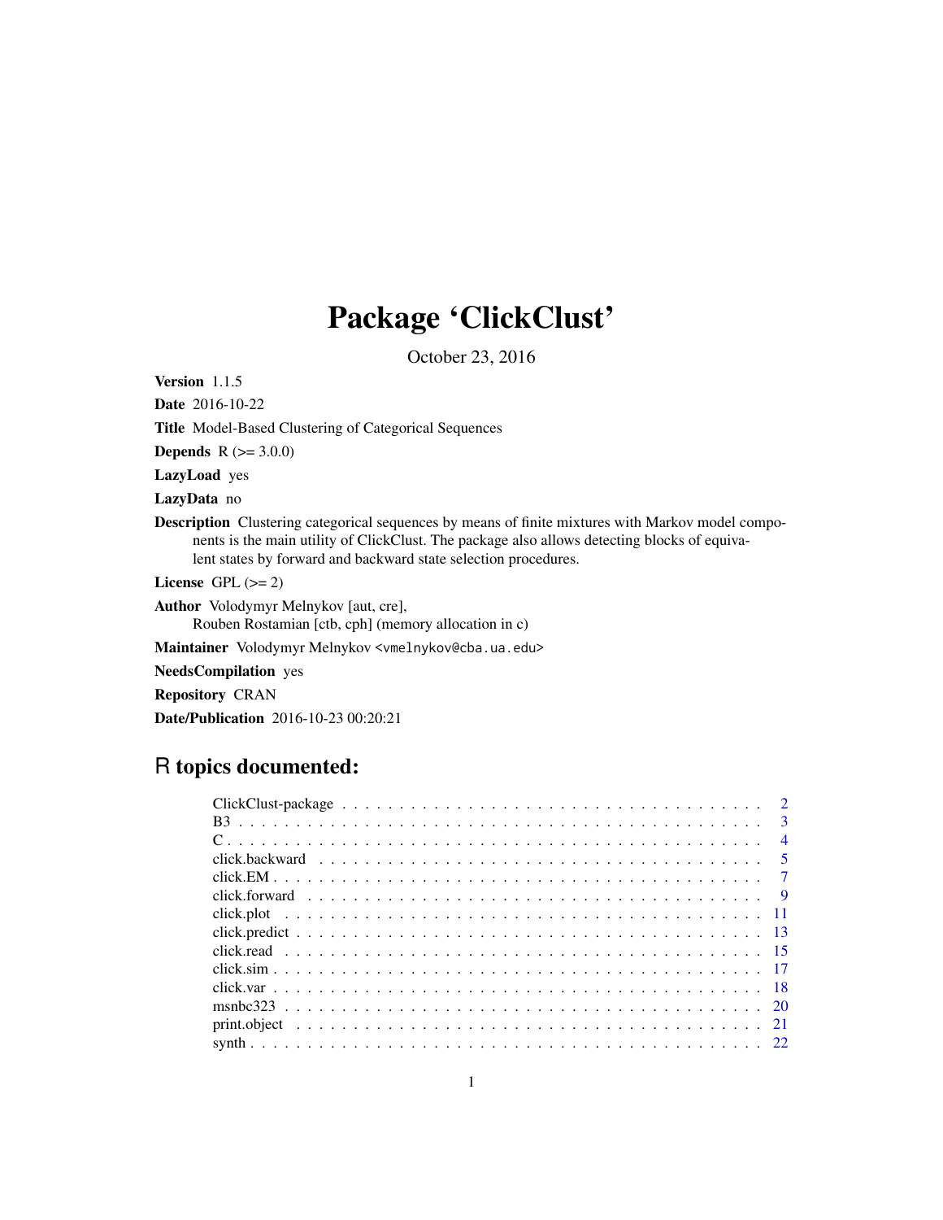# Package 'ClickClust'

October 23, 2016

**Version** 1.1.5

**Date** 2016-10-22

**Title** Model-Based Clustering of Categorical Sequences

**Depends** R (>= 3.0.0)

**LazyLoad** yes

**LazyData** no

**Description** Clustering categorical sequences by means of finite mixtures with Markov model components is the main utility of ClickClust. The package also allows detecting blocks of equivalent states by forward and backward state selection procedures.

**License** GPL (>= 2)

**Author** Volodymyr Melnykov [aut, cre],
Rouben Rostamian [ctb, cph] (memory allocation in c)

**Maintainer** Volodymyr Melnykov <vmelnykov@cba.ua.edu>

**NeedsCompilation** yes

**Repository** CRAN

**Date/Publication** 2016-10-23 00:20:21

## R topics documented:

| | |
|---|---|
| ClickClust-package | 2 |
| B3 | 3 |
| C | 4 |
| click.backward | 5 |
| click.EM | 7 |
| click.forward | 9 |
| click.plot | 11 |
| click.predict | 13 |
| click.read | 15 |
| click.sim | 17 |
| click.var | 18 |
| msnbc323 | 20 |
| print.object | 21 |
| synth | 22 |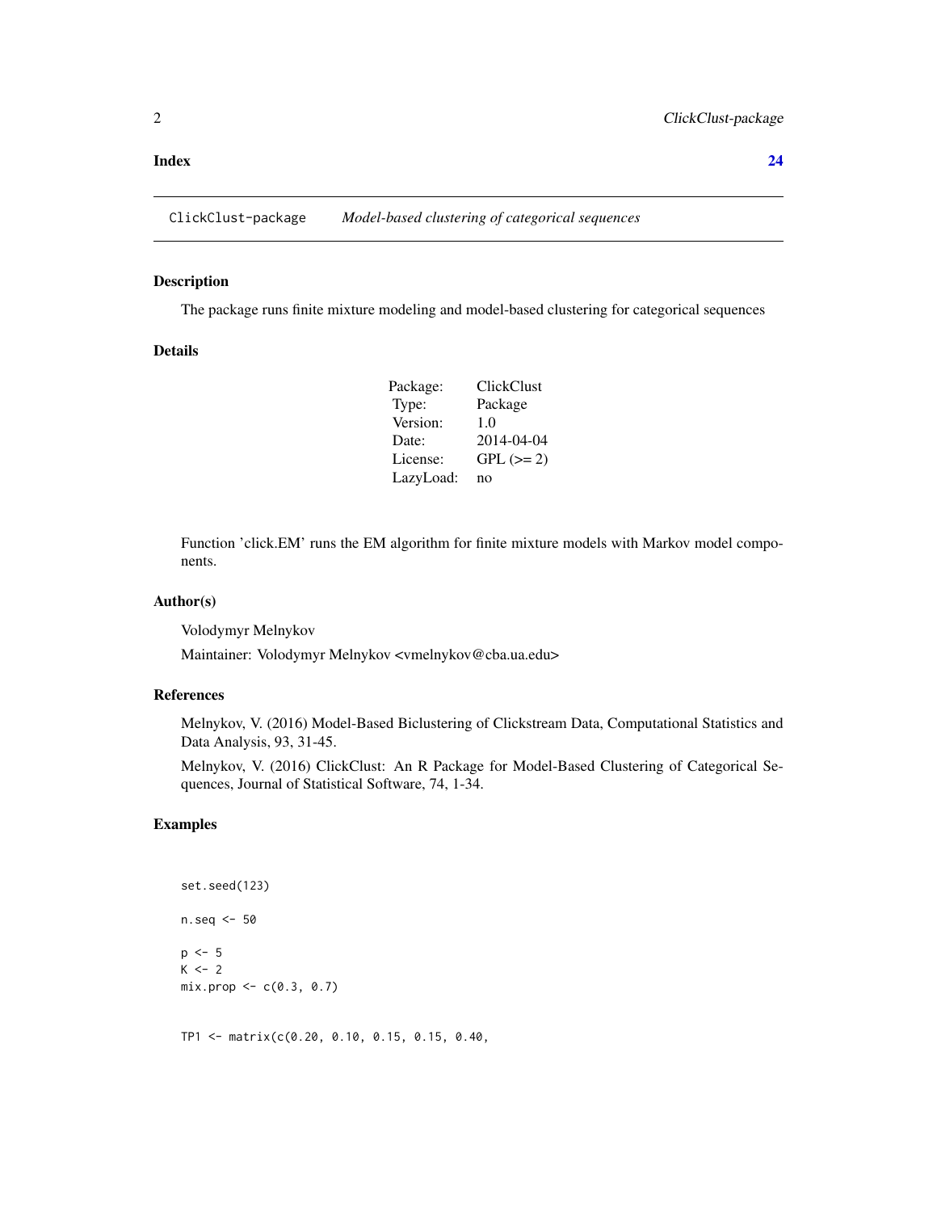**Index** **24**

## ClickClust-package — *Model-based clustering of categorical sequences*

### Description

The package runs finite mixture modeling and model-based clustering for categorical sequences

### Details

| | |
|---|---|
| Package: | ClickClust |
| Type: | Package |
| Version: | 1.0 |
| Date: | 2014-04-04 |
| License: | GPL (>= 2) |
| LazyLoad: | no |

Function 'click.EM' runs the EM algorithm for finite mixture models with Markov model components.

### Author(s)

Volodymyr Melnykov

Maintainer: Volodymyr Melnykov <vmelnykov@cba.ua.edu>

### References

Melnykov, V. (2016) Model-Based Biclustering of Clickstream Data, Computational Statistics and Data Analysis, 93, 31-45.

Melnykov, V. (2016) ClickClust: An R Package for Model-Based Clustering of Categorical Sequences, Journal of Statistical Software, 74, 1-34.

### Examples

```
set.seed(123)

n.seq <- 50

p <- 5
K <- 2
mix.prop <- c(0.3, 0.7)


TP1 <- matrix(c(0.20, 0.10, 0.15, 0.15, 0.40,
```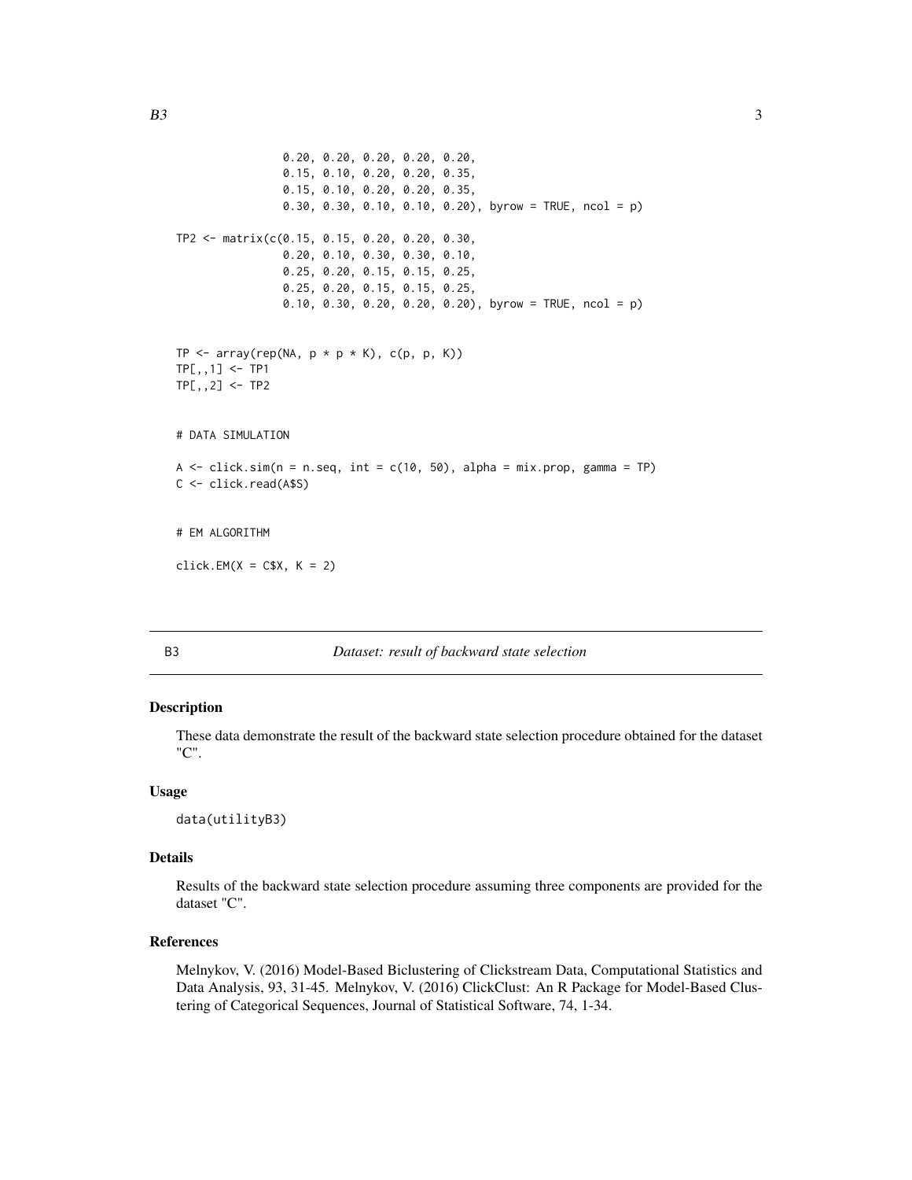```
                0.20, 0.20, 0.20, 0.20, 0.20,
                0.15, 0.10, 0.20, 0.20, 0.35,
                0.15, 0.10, 0.20, 0.20, 0.35,
                0.30, 0.30, 0.10, 0.10, 0.20), byrow = TRUE, ncol = p)

TP2 <- matrix(c(0.15, 0.15, 0.20, 0.20, 0.30,
                0.20, 0.10, 0.30, 0.30, 0.10,
                0.25, 0.20, 0.15, 0.15, 0.25,
                0.25, 0.20, 0.15, 0.15, 0.25,
                0.10, 0.30, 0.20, 0.20, 0.20), byrow = TRUE, ncol = p)


TP <- array(rep(NA, p * p * K), c(p, p, K))
TP[,,1] <- TP1
TP[,,2] <- TP2


# DATA SIMULATION

A <- click.sim(n = n.seq, int = c(10, 50), alpha = mix.prop, gamma = TP)
C <- click.read(A$S)


# EM ALGORITHM

click.EM(X = C$X, K = 2)
```

## B3 — *Dataset: result of backward state selection*

### Description

These data demonstrate the result of the backward state selection procedure obtained for the dataset "C".

### Usage

```
data(utilityB3)
```

### Details

Results of the backward state selection procedure assuming three components are provided for the dataset "C".

### References

Melnykov, V. (2016) Model-Based Biclustering of Clickstream Data, Computational Statistics and Data Analysis, 93, 31-45. Melnykov, V. (2016) ClickClust: An R Package for Model-Based Clustering of Categorical Sequences, Journal of Statistical Software, 74, 1-34.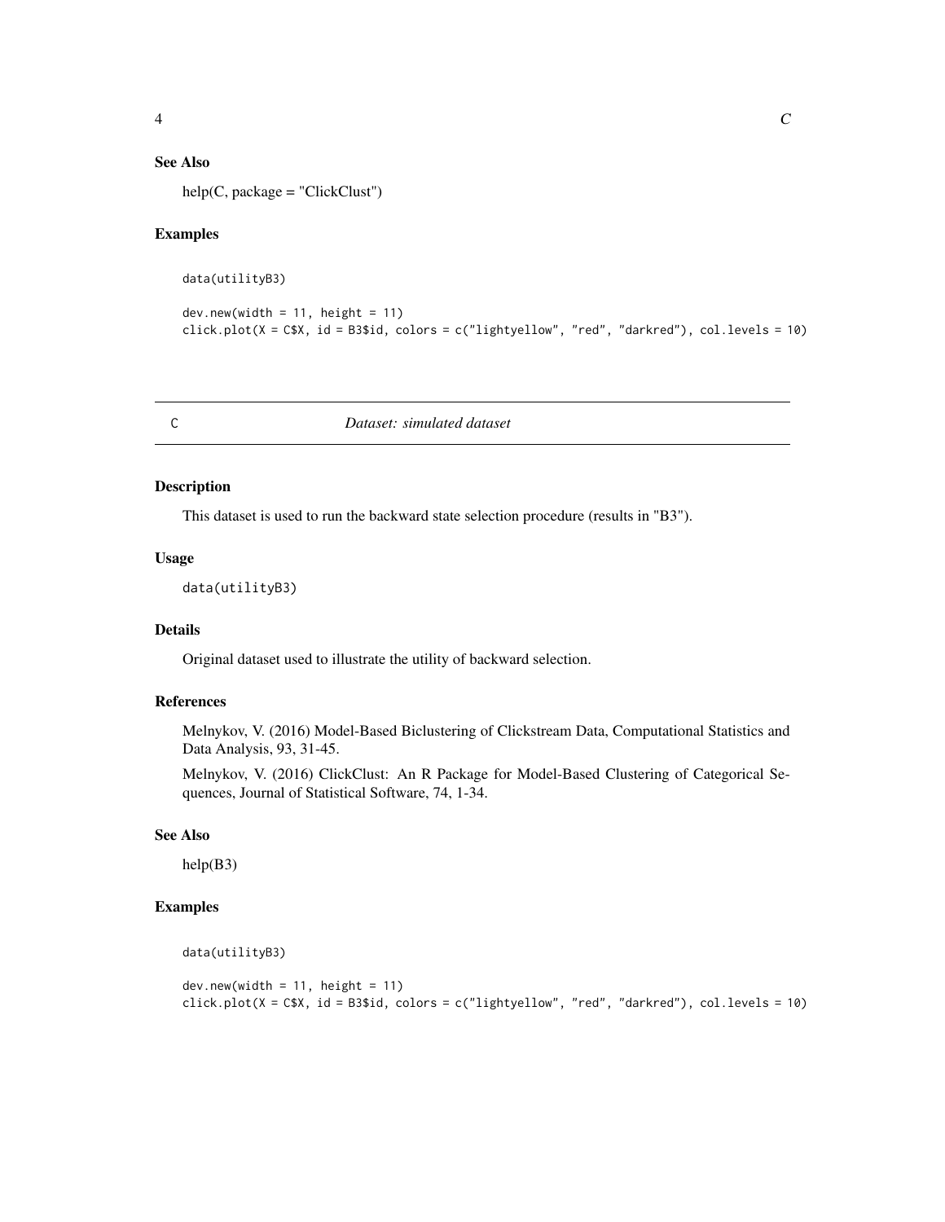### See Also

help(C, package = "ClickClust")

### Examples

```
data(utilityB3)

dev.new(width = 11, height = 11)
click.plot(X = C$X, id = B3$id, colors = c("lightyellow", "red", "darkred"), col.levels = 10)
```

---

## C — *Dataset: simulated dataset*

---

### Description

This dataset is used to run the backward state selection procedure (results in "B3").

### Usage

```
data(utilityB3)
```

### Details

Original dataset used to illustrate the utility of backward selection.

### References

Melnykov, V. (2016) Model-Based Biclustering of Clickstream Data, Computational Statistics and Data Analysis, 93, 31-45.

Melnykov, V. (2016) ClickClust: An R Package for Model-Based Clustering of Categorical Sequences, Journal of Statistical Software, 74, 1-34.

### See Also

help(B3)

### Examples

```
data(utilityB3)

dev.new(width = 11, height = 11)
click.plot(X = C$X, id = B3$id, colors = c("lightyellow", "red", "darkred"), col.levels = 10)
```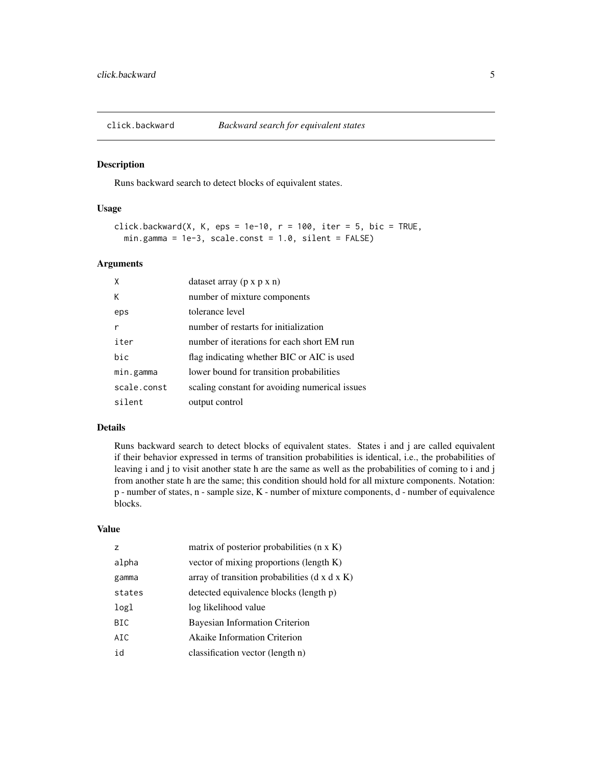## click.backward — *Backward search for equivalent states*

### Description

Runs backward search to detect blocks of equivalent states.

### Usage

```
click.backward(X, K, eps = 1e-10, r = 100, iter = 5, bic = TRUE,
  min.gamma = 1e-3, scale.const = 1.0, silent = FALSE)
```

### Arguments

| | |
|---|---|
| `X` | dataset array (p x p x n) |
| `K` | number of mixture components |
| `eps` | tolerance level |
| `r` | number of restarts for initialization |
| `iter` | number of iterations for each short EM run |
| `bic` | flag indicating whether BIC or AIC is used |
| `min.gamma` | lower bound for transition probabilities |
| `scale.const` | scaling constant for avoiding numerical issues |
| `silent` | output control |

### Details

Runs backward search to detect blocks of equivalent states. States i and j are called equivalent if their behavior expressed in terms of transition probabilities is identical, i.e., the probabilities of leaving i and j to visit another state h are the same as well as the probabilities of coming to i and j from another state h are the same; this condition should hold for all mixture components. Notation: p - number of states, n - sample size, K - number of mixture components, d - number of equivalence blocks.

### Value

| | |
|---|---|
| `z` | matrix of posterior probabilities (n x K) |
| `alpha` | vector of mixing proportions (length K) |
| `gamma` | array of transition probabilities (d x d x K) |
| `states` | detected equivalence blocks (length p) |
| `logl` | log likelihood value |
| `BIC` | Bayesian Information Criterion |
| `AIC` | Akaike Information Criterion |
| `id` | classification vector (length n) |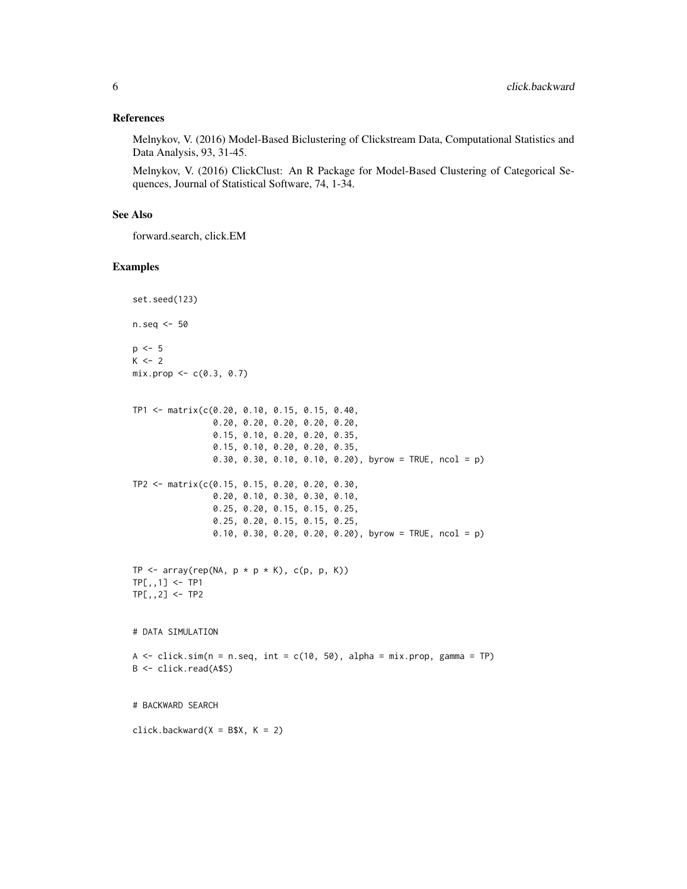## References

Melnykov, V. (2016) Model-Based Biclustering of Clickstream Data, Computational Statistics and Data Analysis, 93, 31-45.

Melnykov, V. (2016) ClickClust: An R Package for Model-Based Clustering of Categorical Sequences, Journal of Statistical Software, 74, 1-34.

## See Also

forward.search, click.EM

## Examples

```
set.seed(123)

n.seq <- 50

p <- 5
K <- 2
mix.prop <- c(0.3, 0.7)


TP1 <- matrix(c(0.20, 0.10, 0.15, 0.15, 0.40,
                0.20, 0.20, 0.20, 0.20, 0.20,
                0.15, 0.10, 0.20, 0.20, 0.35,
                0.15, 0.10, 0.20, 0.20, 0.35,
                0.30, 0.30, 0.10, 0.10, 0.20), byrow = TRUE, ncol = p)

TP2 <- matrix(c(0.15, 0.15, 0.20, 0.20, 0.30,
                0.20, 0.10, 0.30, 0.30, 0.10,
                0.25, 0.20, 0.15, 0.15, 0.25,
                0.25, 0.20, 0.15, 0.15, 0.25,
                0.10, 0.30, 0.20, 0.20, 0.20), byrow = TRUE, ncol = p)


TP <- array(rep(NA, p * p * K), c(p, p, K))
TP[,,1] <- TP1
TP[,,2] <- TP2


# DATA SIMULATION

A <- click.sim(n = n.seq, int = c(10, 50), alpha = mix.prop, gamma = TP)
B <- click.read(A$S)


# BACKWARD SEARCH

click.backward(X = B$X, K = 2)
```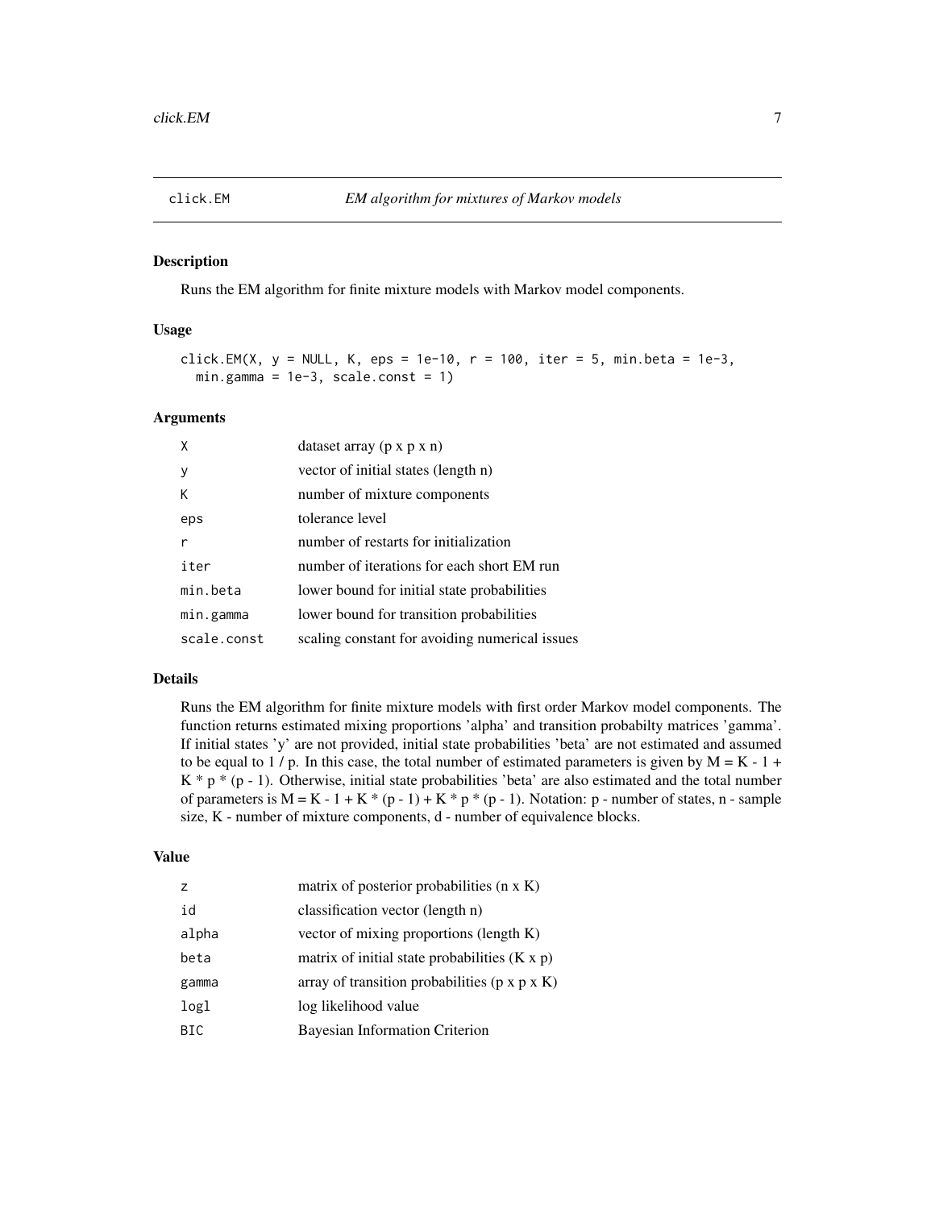# click.EM — *EM algorithm for mixtures of Markov models*

## Description

Runs the EM algorithm for finite mixture models with Markov model components.

## Usage

```
click.EM(X, y = NULL, K, eps = 1e-10, r = 100, iter = 5, min.beta = 1e-3,
  min.gamma = 1e-3, scale.const = 1)
```

## Arguments

| | |
|---|---|
| X | dataset array (p x p x n) |
| y | vector of initial states (length n) |
| K | number of mixture components |
| eps | tolerance level |
| r | number of restarts for initialization |
| iter | number of iterations for each short EM run |
| min.beta | lower bound for initial state probabilities |
| min.gamma | lower bound for transition probabilities |
| scale.const | scaling constant for avoiding numerical issues |

## Details

Runs the EM algorithm for finite mixture models with first order Markov model components. The function returns estimated mixing proportions 'alpha' and transition probabilty matrices 'gamma'. If initial states 'y' are not provided, initial state probabilities 'beta' are not estimated and assumed to be equal to 1 / p. In this case, the total number of estimated parameters is given by M = K - 1 + K * p * (p - 1). Otherwise, initial state probabilities 'beta' are also estimated and the total number of parameters is M = K - 1 + K * (p - 1) + K * p * (p - 1). Notation: p - number of states, n - sample size, K - number of mixture components, d - number of equivalence blocks.

## Value

| | |
|---|---|
| z | matrix of posterior probabilities (n x K) |
| id | classification vector (length n) |
| alpha | vector of mixing proportions (length K) |
| beta | matrix of initial state probabilities (K x p) |
| gamma | array of transition probabilities (p x p x K) |
| logl | log likelihood value |
| BIC | Bayesian Information Criterion |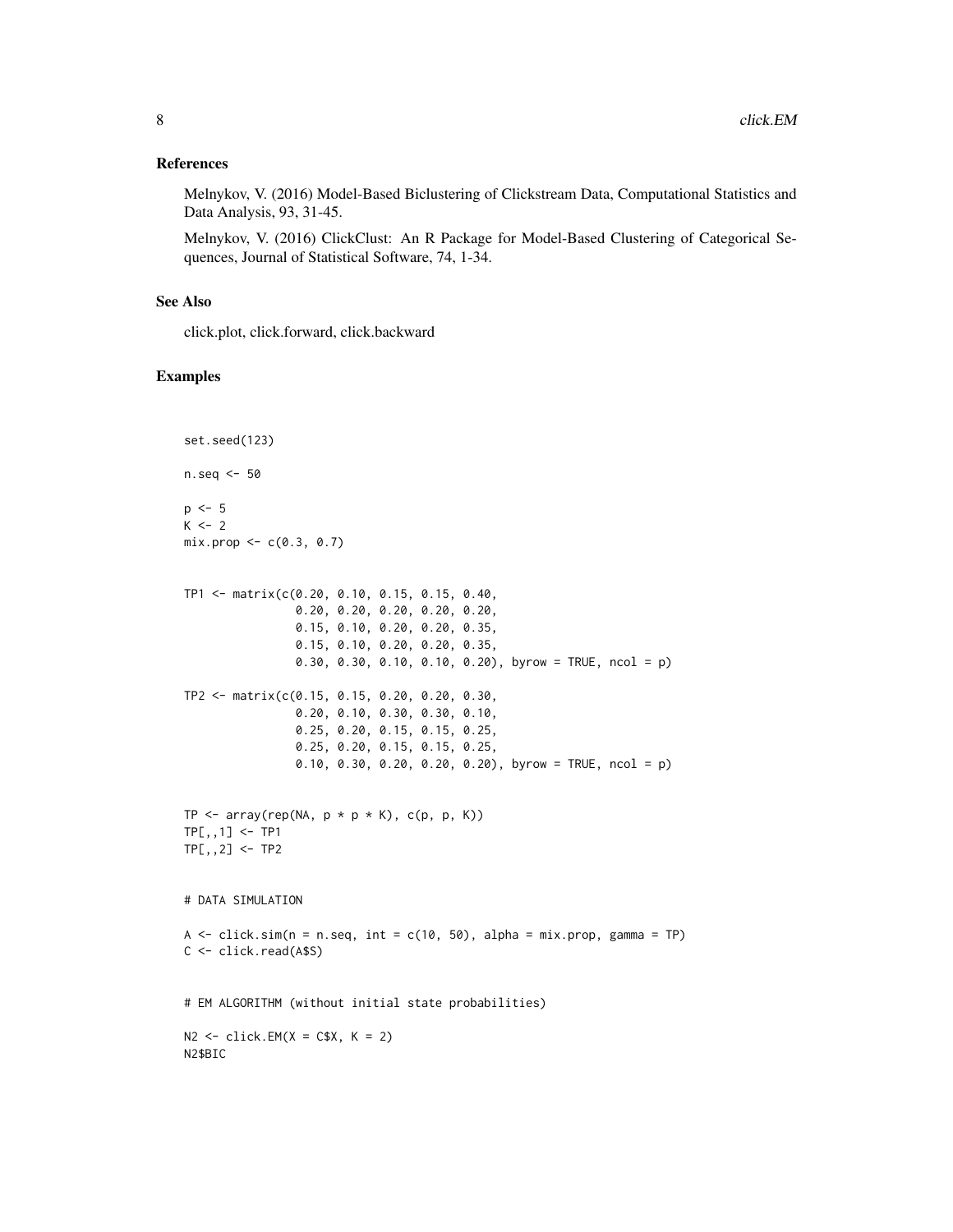## References

Melnykov, V. (2016) Model-Based Biclustering of Clickstream Data, Computational Statistics and Data Analysis, 93, 31-45.

Melnykov, V. (2016) ClickClust: An R Package for Model-Based Clustering of Categorical Sequences, Journal of Statistical Software, 74, 1-34.

## See Also

click.plot, click.forward, click.backward

## Examples

```
set.seed(123)

n.seq <- 50

p <- 5
K <- 2
mix.prop <- c(0.3, 0.7)


TP1 <- matrix(c(0.20, 0.10, 0.15, 0.15, 0.40,
                0.20, 0.20, 0.20, 0.20, 0.20,
                0.15, 0.10, 0.20, 0.20, 0.35,
                0.15, 0.10, 0.20, 0.20, 0.35,
                0.30, 0.30, 0.10, 0.10, 0.20), byrow = TRUE, ncol = p)

TP2 <- matrix(c(0.15, 0.15, 0.20, 0.20, 0.30,
                0.20, 0.10, 0.30, 0.30, 0.10,
                0.25, 0.20, 0.15, 0.15, 0.25,
                0.25, 0.20, 0.15, 0.15, 0.25,
                0.10, 0.30, 0.20, 0.20, 0.20), byrow = TRUE, ncol = p)


TP <- array(rep(NA, p * p * K), c(p, p, K))
TP[,,1] <- TP1
TP[,,2] <- TP2


# DATA SIMULATION

A <- click.sim(n = n.seq, int = c(10, 50), alpha = mix.prop, gamma = TP)
C <- click.read(A$S)


# EM ALGORITHM (without initial state probabilities)

N2 <- click.EM(X = C$X, K = 2)
N2$BIC
```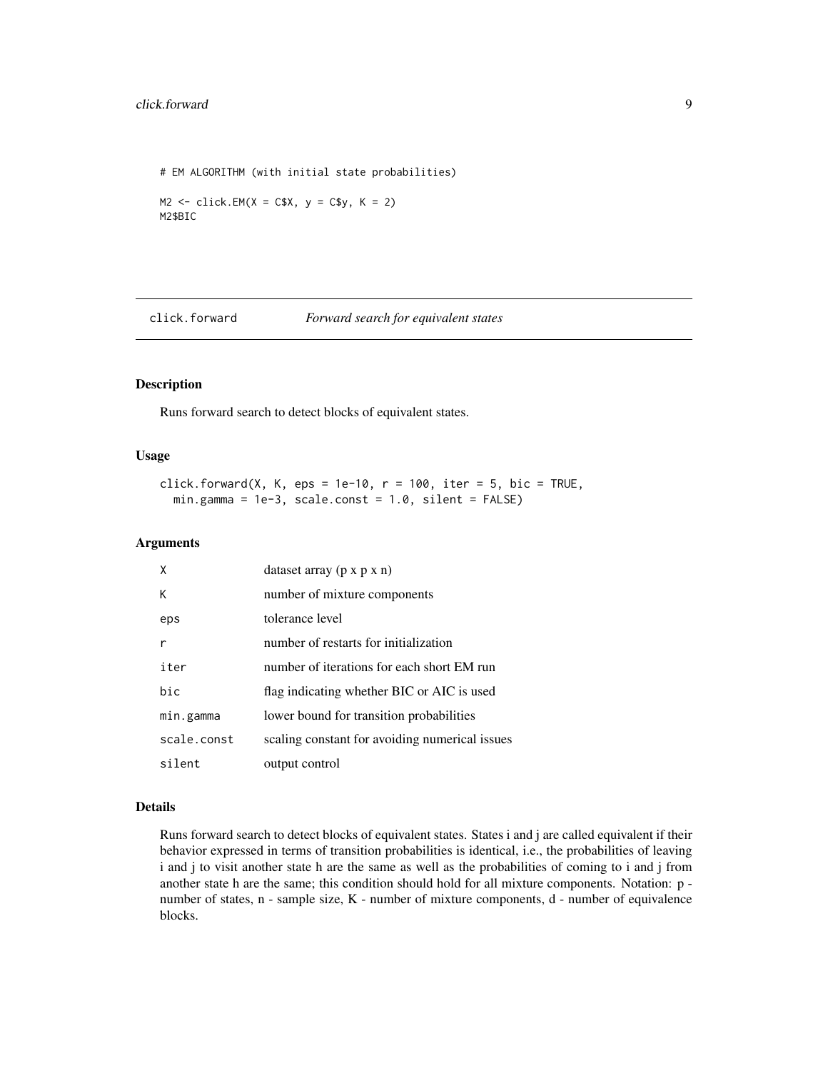```
# EM ALGORITHM (with initial state probabilities)

M2 <- click.EM(X = C$X, y = C$y, K = 2)
M2$BIC
```

---

## click.forward — *Forward search for equivalent states*

---

### Description

Runs forward search to detect blocks of equivalent states.

### Usage

```
click.forward(X, K, eps = 1e-10, r = 100, iter = 5, bic = TRUE,
  min.gamma = 1e-3, scale.const = 1.0, silent = FALSE)
```

### Arguments

| | |
|---|---|
| `X` | dataset array (p x p x n) |
| `K` | number of mixture components |
| `eps` | tolerance level |
| `r` | number of restarts for initialization |
| `iter` | number of iterations for each short EM run |
| `bic` | flag indicating whether BIC or AIC is used |
| `min.gamma` | lower bound for transition probabilities |
| `scale.const` | scaling constant for avoiding numerical issues |
| `silent` | output control |

### Details

Runs forward search to detect blocks of equivalent states. States i and j are called equivalent if their behavior expressed in terms of transition probabilities is identical, i.e., the probabilities of leaving i and j to visit another state h are the same as well as the probabilities of coming to i and j from another state h are the same; this condition should hold for all mixture components. Notation: p - number of states, n - sample size, K - number of mixture components, d - number of equivalence blocks.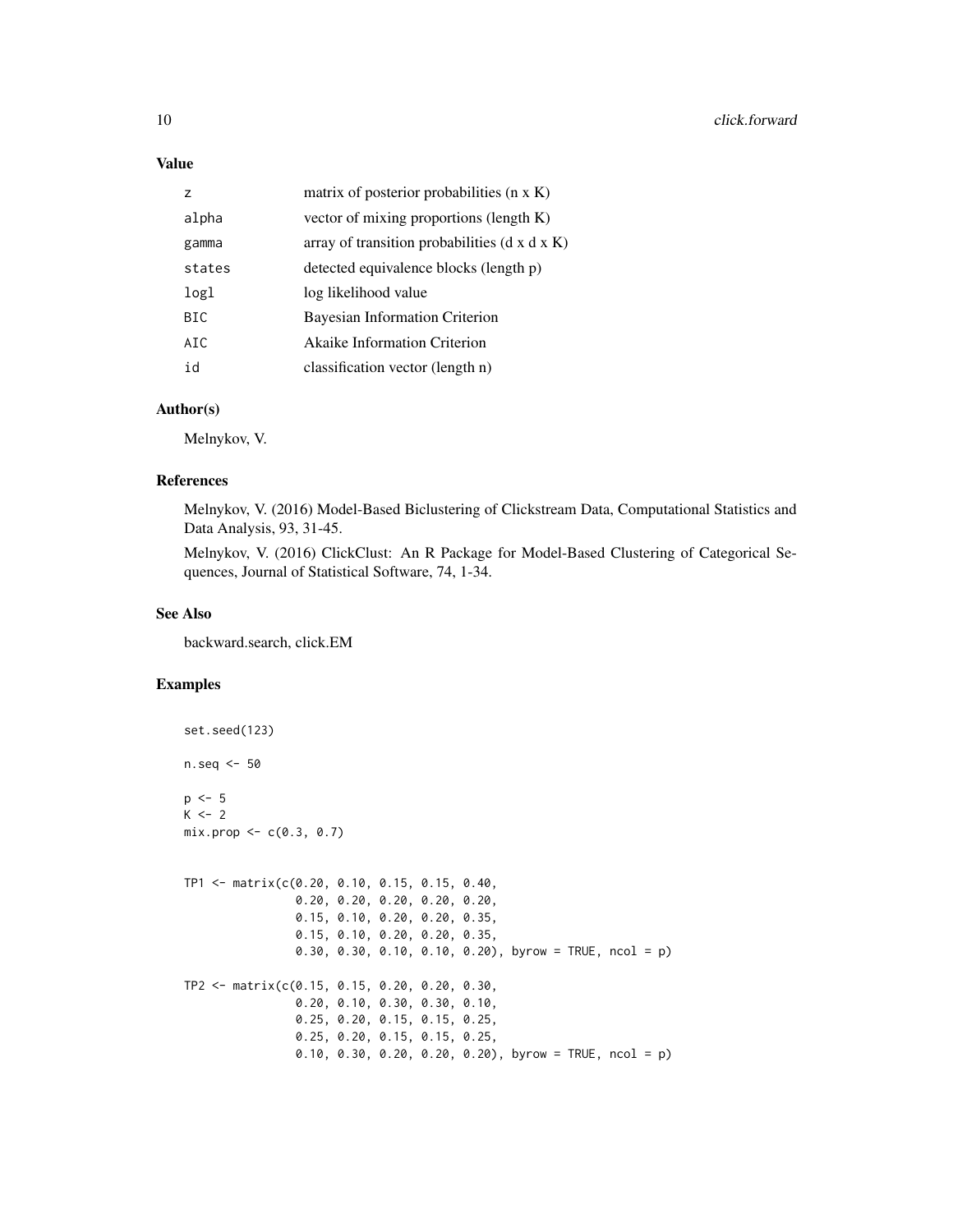## Value

| | |
|---|---|
| z | matrix of posterior probabilities (n x K) |
| alpha | vector of mixing proportions (length K) |
| gamma | array of transition probabilities (d x d x K) |
| states | detected equivalence blocks (length p) |
| logl | log likelihood value |
| BIC | Bayesian Information Criterion |
| AIC | Akaike Information Criterion |
| id | classification vector (length n) |

## Author(s)

Melnykov, V.

## References

Melnykov, V. (2016) Model-Based Biclustering of Clickstream Data, Computational Statistics and Data Analysis, 93, 31-45.

Melnykov, V. (2016) ClickClust: An R Package for Model-Based Clustering of Categorical Sequences, Journal of Statistical Software, 74, 1-34.

## See Also

backward.search, click.EM

## Examples

```
set.seed(123)

n.seq <- 50

p <- 5
K <- 2
mix.prop <- c(0.3, 0.7)


TP1 <- matrix(c(0.20, 0.10, 0.15, 0.15, 0.40,
                0.20, 0.20, 0.20, 0.20, 0.20,
                0.15, 0.10, 0.20, 0.20, 0.35,
                0.15, 0.10, 0.20, 0.20, 0.35,
                0.30, 0.30, 0.10, 0.10, 0.20), byrow = TRUE, ncol = p)

TP2 <- matrix(c(0.15, 0.15, 0.20, 0.20, 0.30,
                0.20, 0.10, 0.30, 0.30, 0.10,
                0.25, 0.20, 0.15, 0.15, 0.25,
                0.25, 0.20, 0.15, 0.15, 0.25,
                0.10, 0.30, 0.20, 0.20, 0.20), byrow = TRUE, ncol = p)
```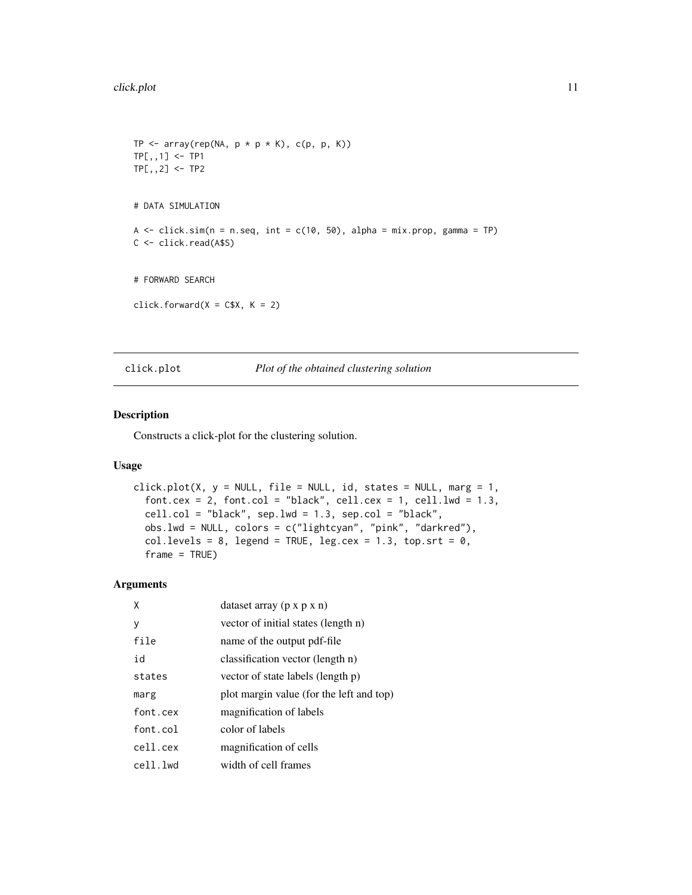```
TP <- array(rep(NA, p * p * K), c(p, p, K))
TP[,,1] <- TP1
TP[,,2] <- TP2


# DATA SIMULATION

A <- click.sim(n = n.seq, int = c(10, 50), alpha = mix.prop, gamma = TP)
C <- click.read(A$S)


# FORWARD SEARCH

click.forward(X = C$X, K = 2)
```

## click.plot — *Plot of the obtained clustering solution*

### Description

Constructs a click-plot for the clustering solution.

### Usage

```
click.plot(X, y = NULL, file = NULL, id, states = NULL, marg = 1,
  font.cex = 2, font.col = "black", cell.cex = 1, cell.lwd = 1.3,
  cell.col = "black", sep.lwd = 1.3, sep.col = "black",
  obs.lwd = NULL, colors = c("lightcyan", "pink", "darkred"),
  col.levels = 8, legend = TRUE, leg.cex = 1.3, top.srt = 0,
  frame = TRUE)
```

### Arguments

| | |
|---|---|
| X | dataset array (p x p x n) |
| y | vector of initial states (length n) |
| file | name of the output pdf-file |
| id | classification vector (length n) |
| states | vector of state labels (length p) |
| marg | plot margin value (for the left and top) |
| font.cex | magnification of labels |
| font.col | color of labels |
| cell.cex | magnification of cells |
| cell.lwd | width of cell frames |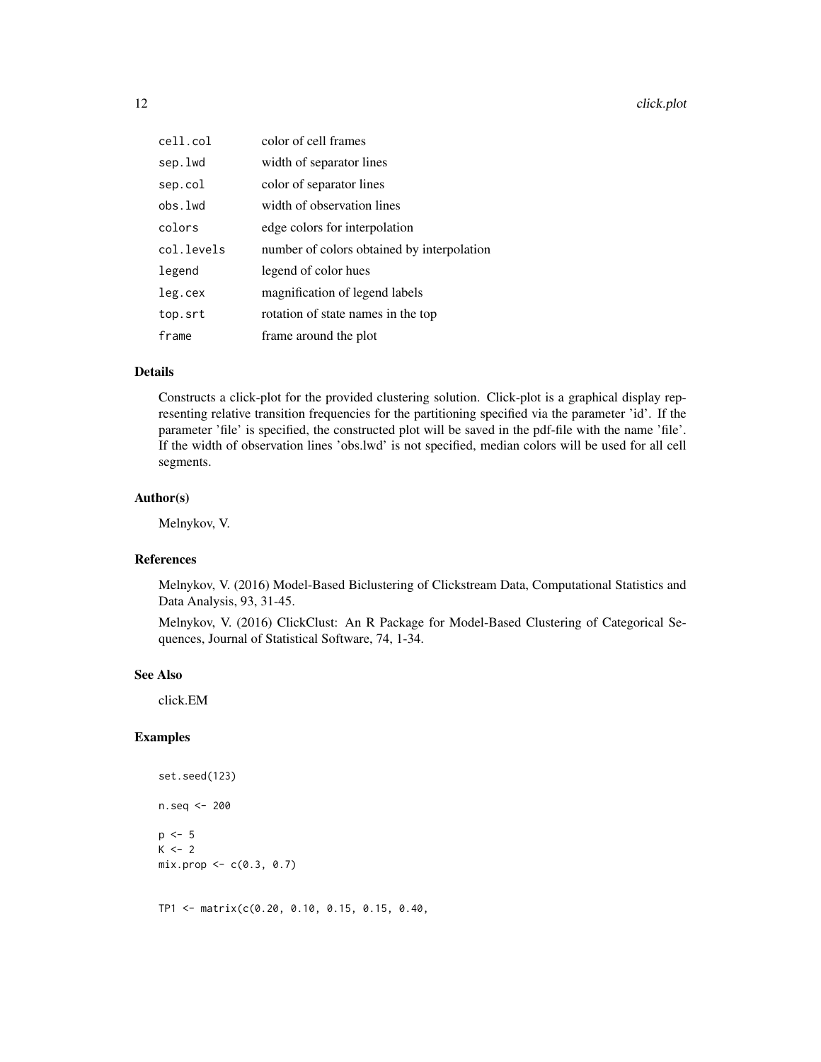| | |
|---|---|
| cell.col | color of cell frames |
| sep.lwd | width of separator lines |
| sep.col | color of separator lines |
| obs.lwd | width of observation lines |
| colors | edge colors for interpolation |
| col.levels | number of colors obtained by interpolation |
| legend | legend of color hues |
| leg.cex | magnification of legend labels |
| top.srt | rotation of state names in the top |
| frame | frame around the plot |

### Details

Constructs a click-plot for the provided clustering solution. Click-plot is a graphical display representing relative transition frequencies for the partitioning specified via the parameter 'id'. If the parameter 'file' is specified, the constructed plot will be saved in the pdf-file with the name 'file'. If the width of observation lines 'obs.lwd' is not specified, median colors will be used for all cell segments.

### Author(s)

Melnykov, V.

### References

Melnykov, V. (2016) Model-Based Biclustering of Clickstream Data, Computational Statistics and Data Analysis, 93, 31-45.

Melnykov, V. (2016) ClickClust: An R Package for Model-Based Clustering of Categorical Sequences, Journal of Statistical Software, 74, 1-34.

### See Also

click.EM

### Examples

```
set.seed(123)

n.seq <- 200

p <- 5
K <- 2
mix.prop <- c(0.3, 0.7)


TP1 <- matrix(c(0.20, 0.10, 0.15, 0.15, 0.40,
```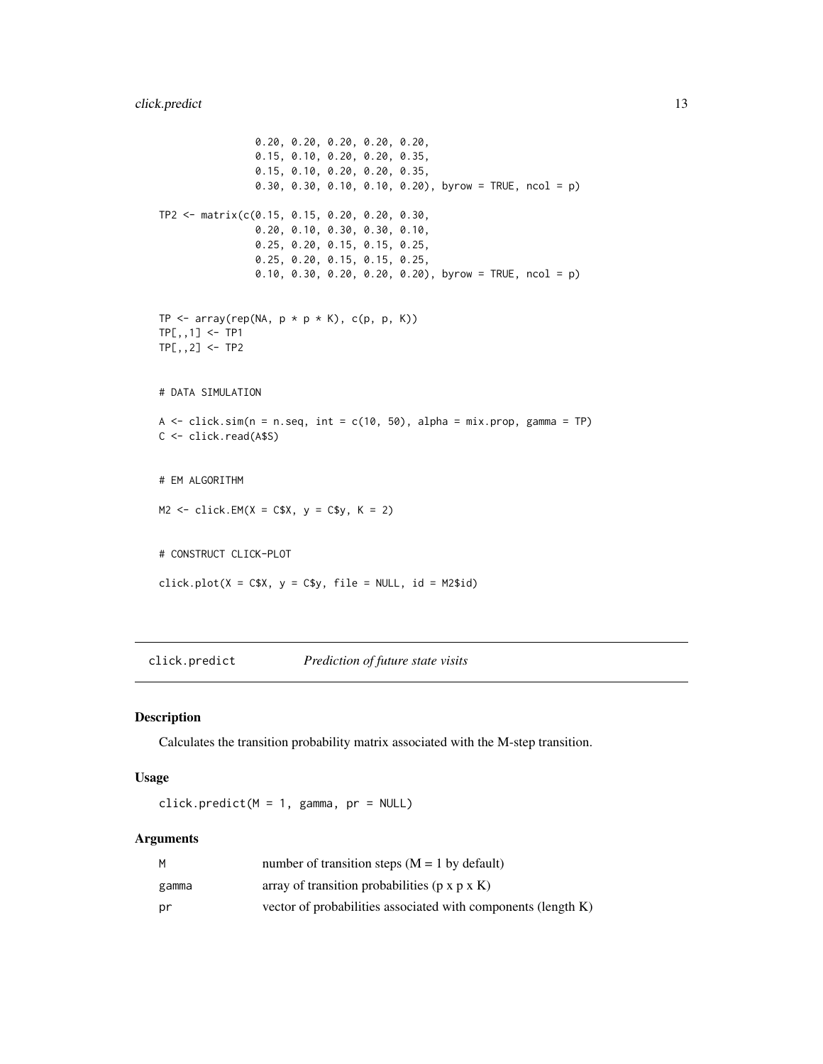```
                0.20, 0.20, 0.20, 0.20, 0.20,
                0.15, 0.10, 0.20, 0.20, 0.35,
                0.15, 0.10, 0.20, 0.20, 0.35,
                0.30, 0.30, 0.10, 0.10, 0.20), byrow = TRUE, ncol = p)

TP2 <- matrix(c(0.15, 0.15, 0.20, 0.20, 0.30,
                0.20, 0.10, 0.30, 0.30, 0.10,
                0.25, 0.20, 0.15, 0.15, 0.25,
                0.25, 0.20, 0.15, 0.15, 0.25,
                0.10, 0.30, 0.20, 0.20, 0.20), byrow = TRUE, ncol = p)


TP <- array(rep(NA, p * p * K), c(p, p, K))
TP[,,1] <- TP1
TP[,,2] <- TP2


# DATA SIMULATION

A <- click.sim(n = n.seq, int = c(10, 50), alpha = mix.prop, gamma = TP)
C <- click.read(A$S)


# EM ALGORITHM

M2 <- click.EM(X = C$X, y = C$y, K = 2)


# CONSTRUCT CLICK-PLOT

click.plot(X = C$X, y = C$y, file = NULL, id = M2$id)
```

## click.predict *Prediction of future state visits*

### Description

Calculates the transition probability matrix associated with the M-step transition.

### Usage

```
click.predict(M = 1, gamma, pr = NULL)
```

### Arguments

| | |
|---|---|
| M | number of transition steps (M = 1 by default) |
| gamma | array of transition probabilities (p x p x K) |
| pr | vector of probabilities associated with components (length K) |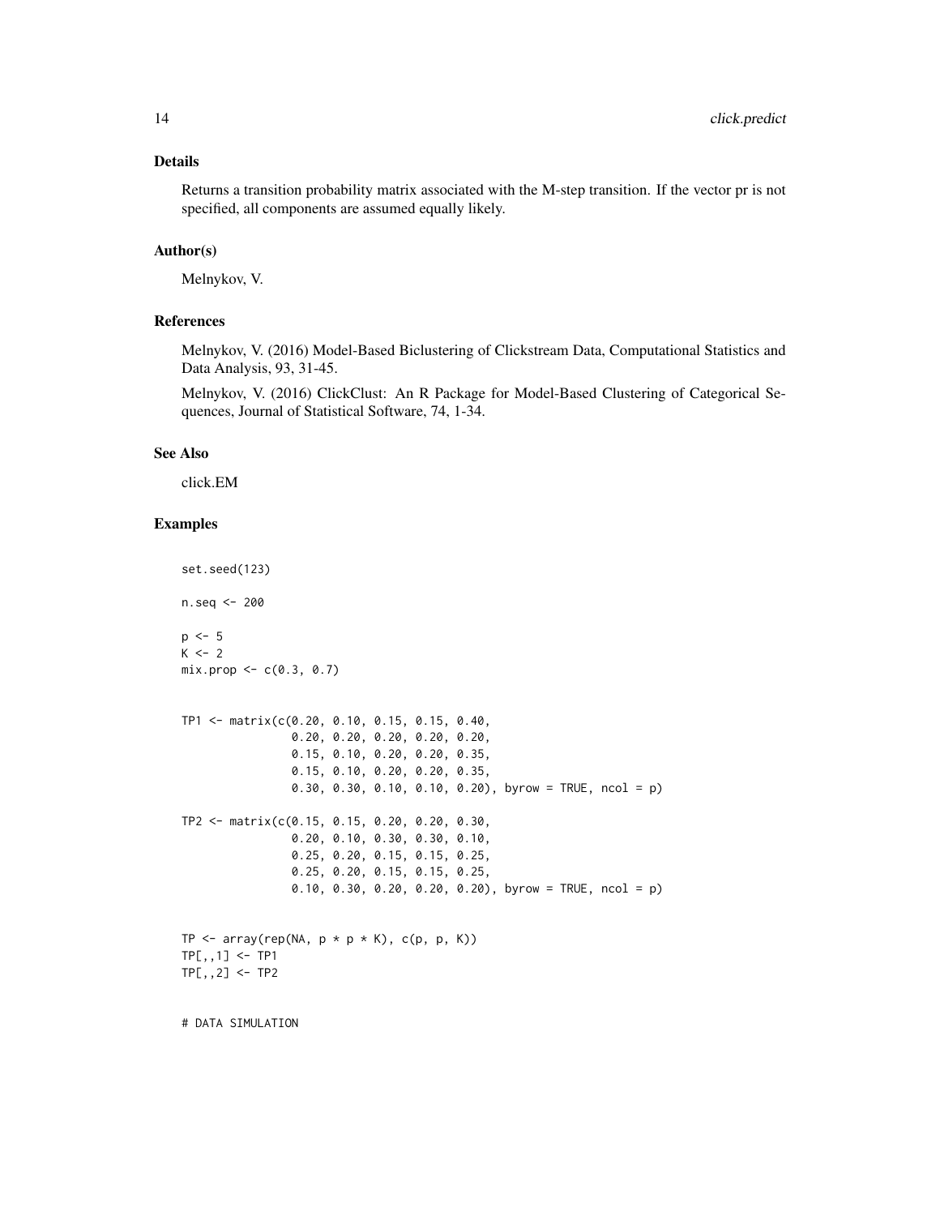## Details

Returns a transition probability matrix associated with the M-step transition. If the vector pr is not specified, all components are assumed equally likely.

## Author(s)

Melnykov, V.

## References

Melnykov, V. (2016) Model-Based Biclustering of Clickstream Data, Computational Statistics and Data Analysis, 93, 31-45.

Melnykov, V. (2016) ClickClust: An R Package for Model-Based Clustering of Categorical Sequences, Journal of Statistical Software, 74, 1-34.

## See Also

click.EM

## Examples

```
set.seed(123)

n.seq <- 200

p <- 5
K <- 2
mix.prop <- c(0.3, 0.7)


TP1 <- matrix(c(0.20, 0.10, 0.15, 0.15, 0.40,
                0.20, 0.20, 0.20, 0.20, 0.20,
                0.15, 0.10, 0.20, 0.20, 0.35,
                0.15, 0.10, 0.20, 0.20, 0.35,
                0.30, 0.30, 0.10, 0.10, 0.20), byrow = TRUE, ncol = p)

TP2 <- matrix(c(0.15, 0.15, 0.20, 0.20, 0.30,
                0.20, 0.10, 0.30, 0.30, 0.10,
                0.25, 0.20, 0.15, 0.15, 0.25,
                0.25, 0.20, 0.15, 0.15, 0.25,
                0.10, 0.30, 0.20, 0.20, 0.20), byrow = TRUE, ncol = p)


TP <- array(rep(NA, p * p * K), c(p, p, K))
TP[,,1] <- TP1
TP[,,2] <- TP2


# DATA SIMULATION
```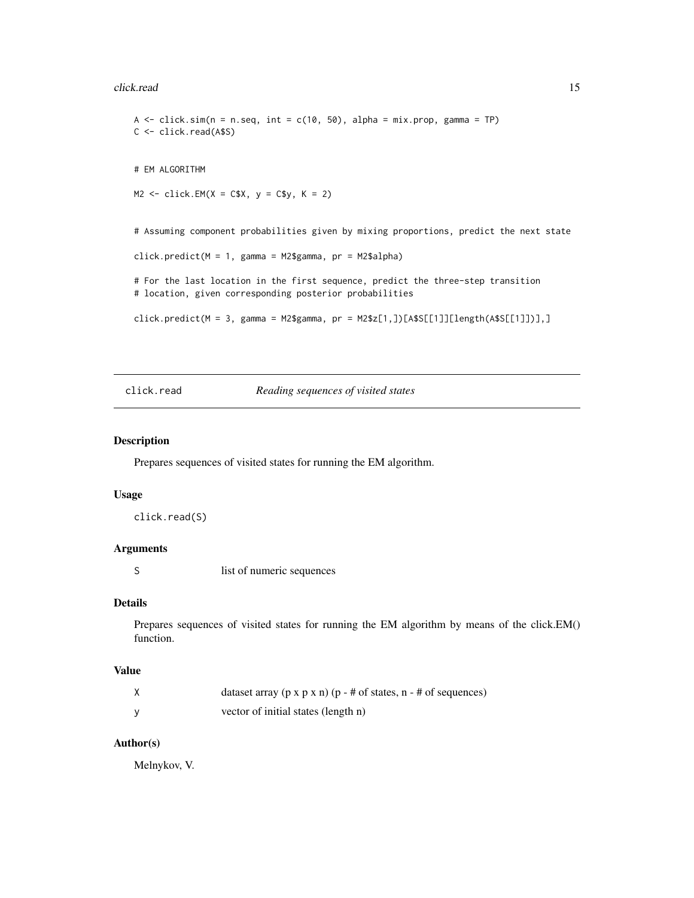```
A <- click.sim(n = n.seq, int = c(10, 50), alpha = mix.prop, gamma = TP)
C <- click.read(A$S)


# EM ALGORITHM

M2 <- click.EM(X = C$X, y = C$y, K = 2)


# Assuming component probabilities given by mixing proportions, predict the next state

click.predict(M = 1, gamma = M2$gamma, pr = M2$alpha)

# For the last location in the first sequence, predict the three-step transition
# location, given corresponding posterior probabilities

click.predict(M = 3, gamma = M2$gamma, pr = M2$z[1,])[A$S[[1]][length(A$S[[1]])],]
```

## click.read *Reading sequences of visited states*

### Description

Prepares sequences of visited states for running the EM algorithm.

### Usage

```
click.read(S)
```

### Arguments

| | |
|---|---|
| S | list of numeric sequences |

### Details

Prepares sequences of visited states for running the EM algorithm by means of the click.EM() function.

### Value

| | |
|---|---|
| X | dataset array (p x p x n) (p - # of states, n - # of sequences) |
| y | vector of initial states (length n) |

### Author(s)

Melnykov, V.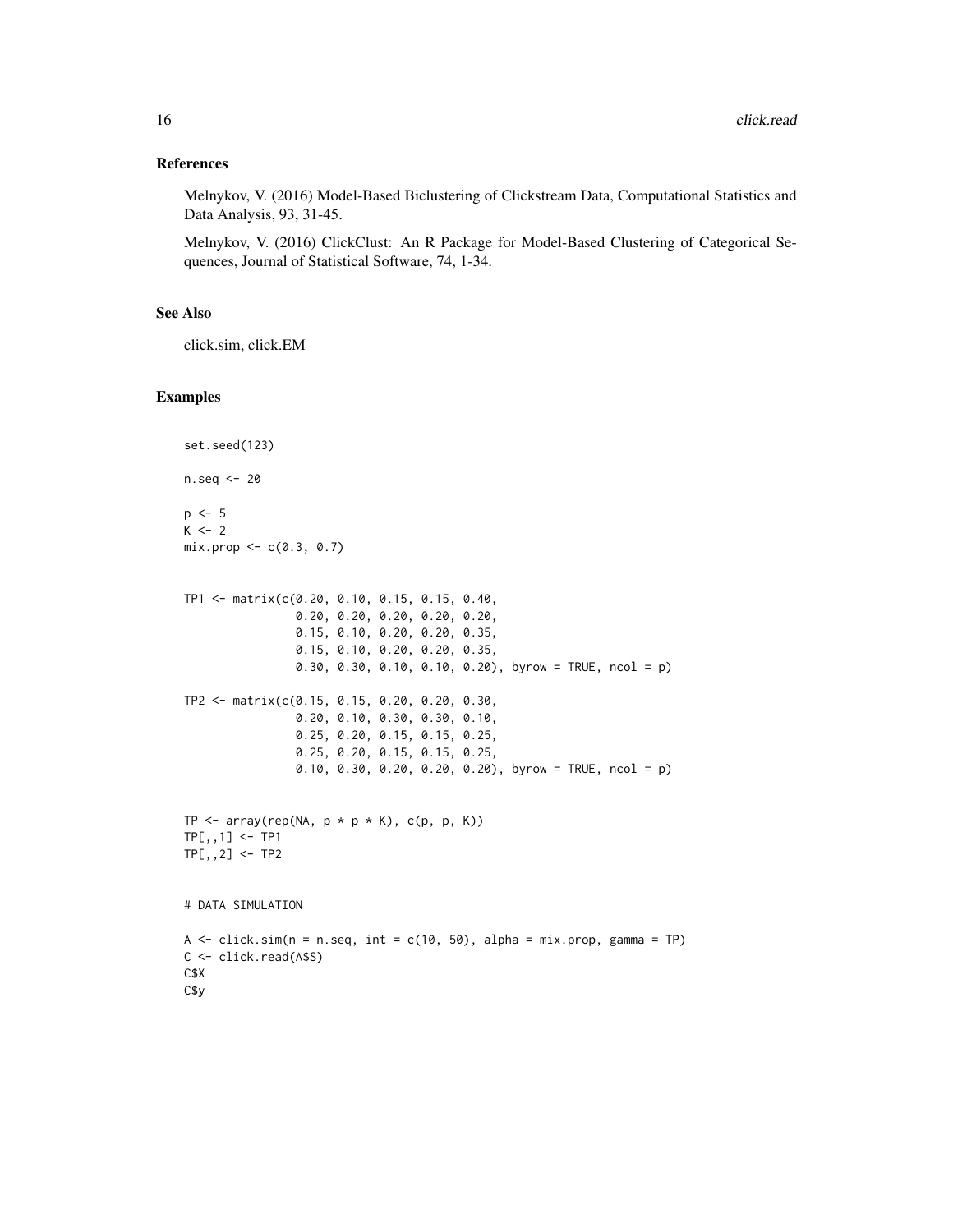## References

Melnykov, V. (2016) Model-Based Biclustering of Clickstream Data, Computational Statistics and Data Analysis, 93, 31-45.

Melnykov, V. (2016) ClickClust: An R Package for Model-Based Clustering of Categorical Sequences, Journal of Statistical Software, 74, 1-34.

## See Also

click.sim, click.EM

## Examples

```
set.seed(123)

n.seq <- 20

p <- 5
K <- 2
mix.prop <- c(0.3, 0.7)


TP1 <- matrix(c(0.20, 0.10, 0.15, 0.15, 0.40,
                0.20, 0.20, 0.20, 0.20, 0.20,
                0.15, 0.10, 0.20, 0.20, 0.35,
                0.15, 0.10, 0.20, 0.20, 0.35,
                0.30, 0.30, 0.10, 0.10, 0.20), byrow = TRUE, ncol = p)

TP2 <- matrix(c(0.15, 0.15, 0.20, 0.20, 0.30,
                0.20, 0.10, 0.30, 0.30, 0.10,
                0.25, 0.20, 0.15, 0.15, 0.25,
                0.25, 0.20, 0.15, 0.15, 0.25,
                0.10, 0.30, 0.20, 0.20, 0.20), byrow = TRUE, ncol = p)


TP <- array(rep(NA, p * p * K), c(p, p, K))
TP[,,1] <- TP1
TP[,,2] <- TP2


# DATA SIMULATION

A <- click.sim(n = n.seq, int = c(10, 50), alpha = mix.prop, gamma = TP)
C <- click.read(A$S)
C$X
C$y
```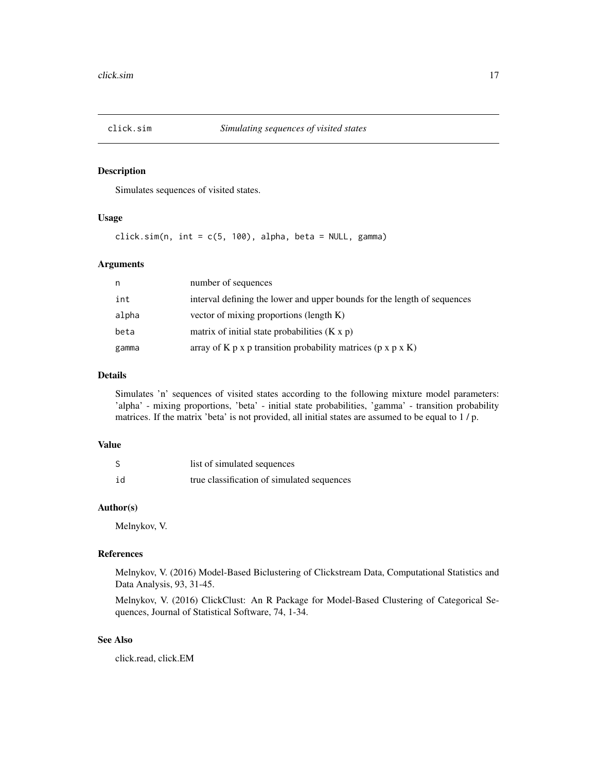## click.sim — *Simulating sequences of visited states*

### Description

Simulates sequences of visited states.

### Usage

```
click.sim(n, int = c(5, 100), alpha, beta = NULL, gamma)
```

### Arguments

| | |
|---|---|
| `n` | number of sequences |
| `int` | interval defining the lower and upper bounds for the length of sequences |
| `alpha` | vector of mixing proportions (length K) |
| `beta` | matrix of initial state probabilities (K x p) |
| `gamma` | array of K p x p transition probability matrices (p x p x K) |

### Details

Simulates 'n' sequences of visited states according to the following mixture model parameters: 'alpha' - mixing proportions, 'beta' - initial state probabilities, 'gamma' - transition probability matrices. If the matrix 'beta' is not provided, all initial states are assumed to be equal to 1 / p.

### Value

| | |
|---|---|
| `S` | list of simulated sequences |
| `id` | true classification of simulated sequences |

### Author(s)

Melnykov, V.

### References

Melnykov, V. (2016) Model-Based Biclustering of Clickstream Data, Computational Statistics and Data Analysis, 93, 31-45.

Melnykov, V. (2016) ClickClust: An R Package for Model-Based Clustering of Categorical Sequences, Journal of Statistical Software, 74, 1-34.

### See Also

click.read, click.EM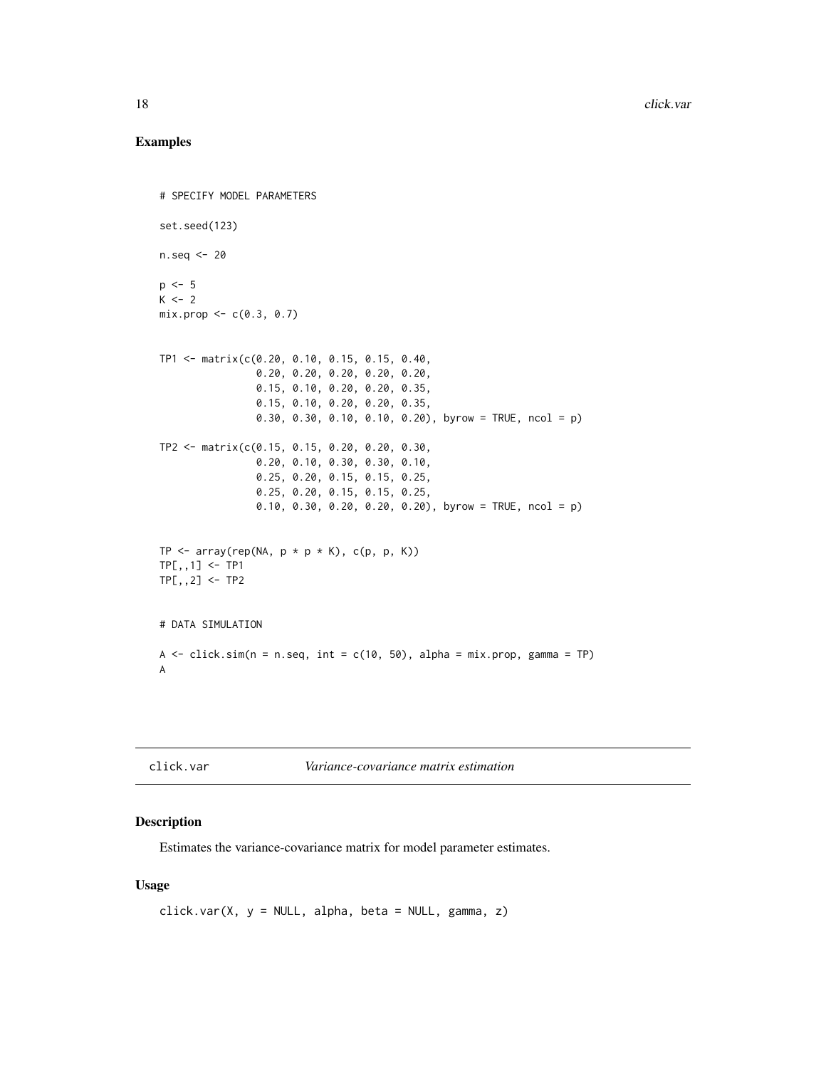## Examples

```
# SPECIFY MODEL PARAMETERS

set.seed(123)

n.seq <- 20

p <- 5
K <- 2
mix.prop <- c(0.3, 0.7)


TP1 <- matrix(c(0.20, 0.10, 0.15, 0.15, 0.40,
                0.20, 0.20, 0.20, 0.20, 0.20,
                0.15, 0.10, 0.20, 0.20, 0.35,
                0.15, 0.10, 0.20, 0.20, 0.35,
                0.30, 0.30, 0.10, 0.10, 0.20), byrow = TRUE, ncol = p)

TP2 <- matrix(c(0.15, 0.15, 0.20, 0.20, 0.30,
                0.20, 0.10, 0.30, 0.30, 0.10,
                0.25, 0.20, 0.15, 0.15, 0.25,
                0.25, 0.20, 0.15, 0.15, 0.25,
                0.10, 0.30, 0.20, 0.20, 0.20), byrow = TRUE, ncol = p)


TP <- array(rep(NA, p * p * K), c(p, p, K))
TP[,,1] <- TP1
TP[,,2] <- TP2


# DATA SIMULATION

A <- click.sim(n = n.seq, int = c(10, 50), alpha = mix.prop, gamma = TP)
A
```

---

## click.var *Variance-covariance matrix estimation*

### Description

Estimates the variance-covariance matrix for model parameter estimates.

### Usage

```
click.var(X, y = NULL, alpha, beta = NULL, gamma, z)
```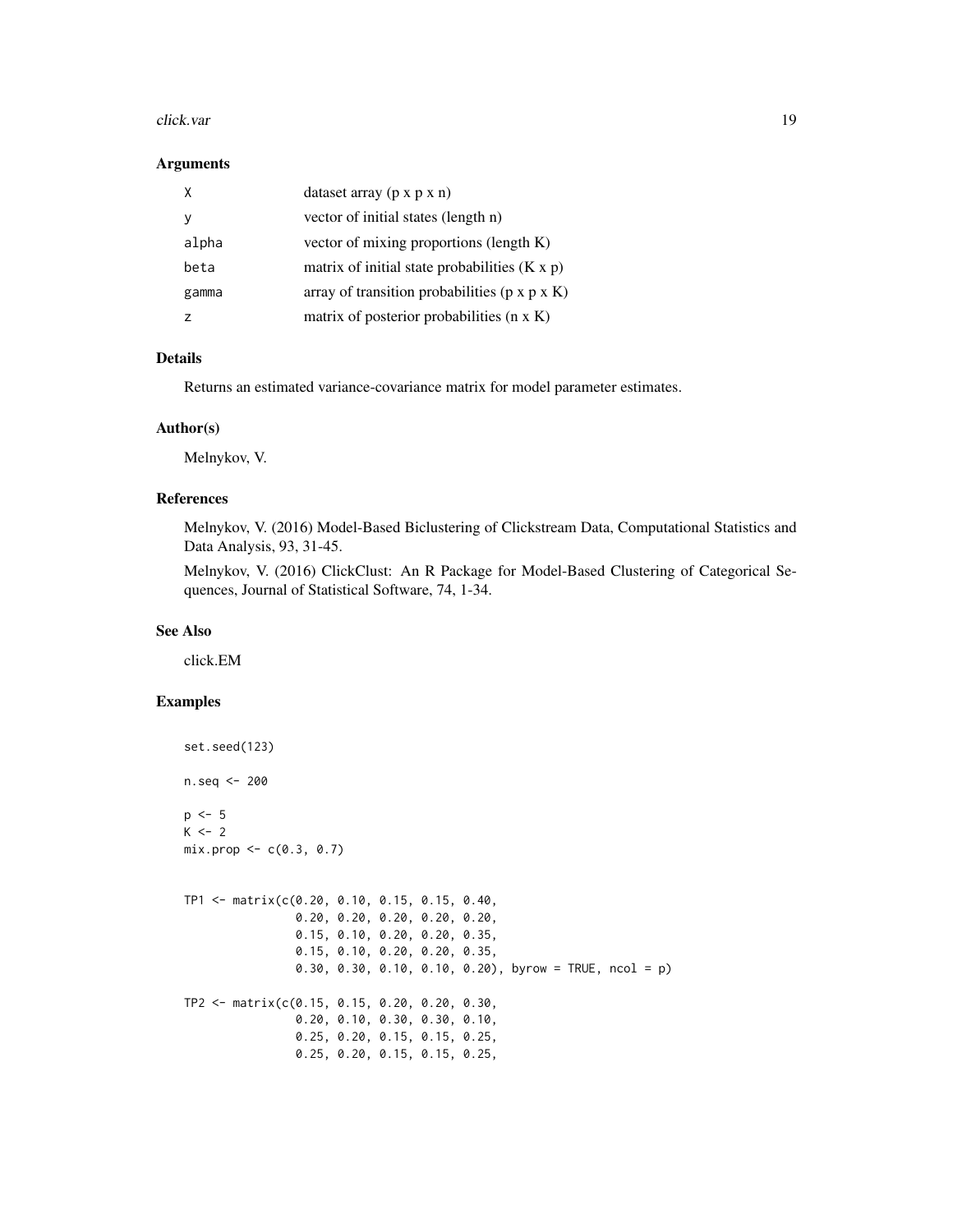### Arguments

| | |
|---|---|
| X | dataset array (p x p x n) |
| y | vector of initial states (length n) |
| alpha | vector of mixing proportions (length K) |
| beta | matrix of initial state probabilities (K x p) |
| gamma | array of transition probabilities (p x p x K) |
| z | matrix of posterior probabilities (n x K) |

### Details

Returns an estimated variance-covariance matrix for model parameter estimates.

### Author(s)

Melnykov, V.

### References

Melnykov, V. (2016) Model-Based Biclustering of Clickstream Data, Computational Statistics and Data Analysis, 93, 31-45.

Melnykov, V. (2016) ClickClust: An R Package for Model-Based Clustering of Categorical Sequences, Journal of Statistical Software, 74, 1-34.

### See Also

click.EM

### Examples

```
set.seed(123)

n.seq <- 200

p <- 5
K <- 2
mix.prop <- c(0.3, 0.7)


TP1 <- matrix(c(0.20, 0.10, 0.15, 0.15, 0.40,
                0.20, 0.20, 0.20, 0.20, 0.20,
                0.15, 0.10, 0.20, 0.20, 0.35,
                0.15, 0.10, 0.20, 0.20, 0.35,
                0.30, 0.30, 0.10, 0.10, 0.20), byrow = TRUE, ncol = p)

TP2 <- matrix(c(0.15, 0.15, 0.20, 0.20, 0.30,
                0.20, 0.10, 0.30, 0.30, 0.10,
                0.25, 0.20, 0.15, 0.15, 0.25,
                0.25, 0.20, 0.15, 0.15, 0.25,
```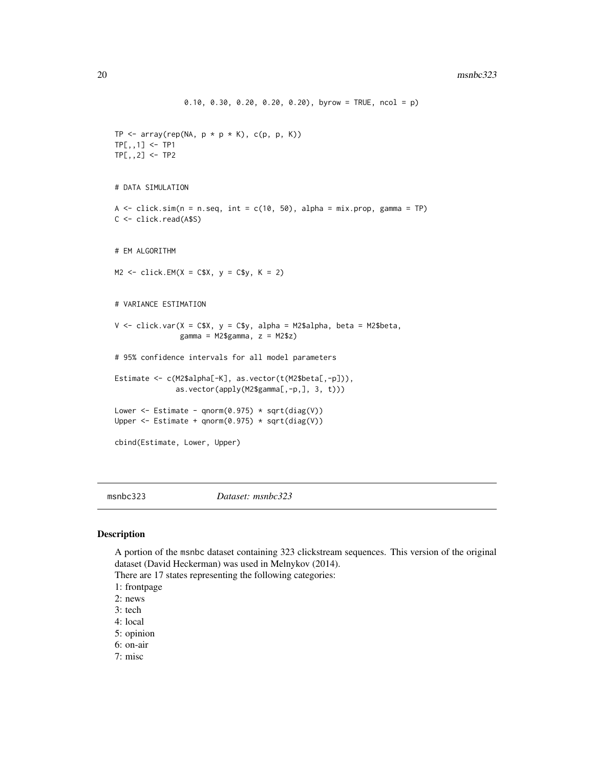```
                0.10, 0.30, 0.20, 0.20, 0.20), byrow = TRUE, ncol = p)


TP <- array(rep(NA, p * p * K), c(p, p, K))
TP[,,1] <- TP1
TP[,,2] <- TP2


# DATA SIMULATION

A <- click.sim(n = n.seq, int = c(10, 50), alpha = mix.prop, gamma = TP)
C <- click.read(A$S)


# EM ALGORITHM

M2 <- click.EM(X = C$X, y = C$y, K = 2)


# VARIANCE ESTIMATION

V <- click.var(X = C$X, y = C$y, alpha = M2$alpha, beta = M2$beta,
               gamma = M2$gamma, z = M2$z)

# 95% confidence intervals for all model parameters

Estimate <- c(M2$alpha[-K], as.vector(t(M2$beta[,-p])),
              as.vector(apply(M2$gamma[,-p,], 3, t)))

Lower <- Estimate - qnorm(0.975) * sqrt(diag(V))
Upper <- Estimate + qnorm(0.975) * sqrt(diag(V))

cbind(Estimate, Lower, Upper)
```

## msnbc323 *Dataset: msnbc323*

### Description

A portion of the msnbc dataset containing 323 clickstream sequences. This version of the original dataset (David Heckerman) was used in Melnykov (2014).

There are 17 states representing the following categories:

1: frontpage
2: news
3: tech
4: local
5: opinion
6: on-air
7: misc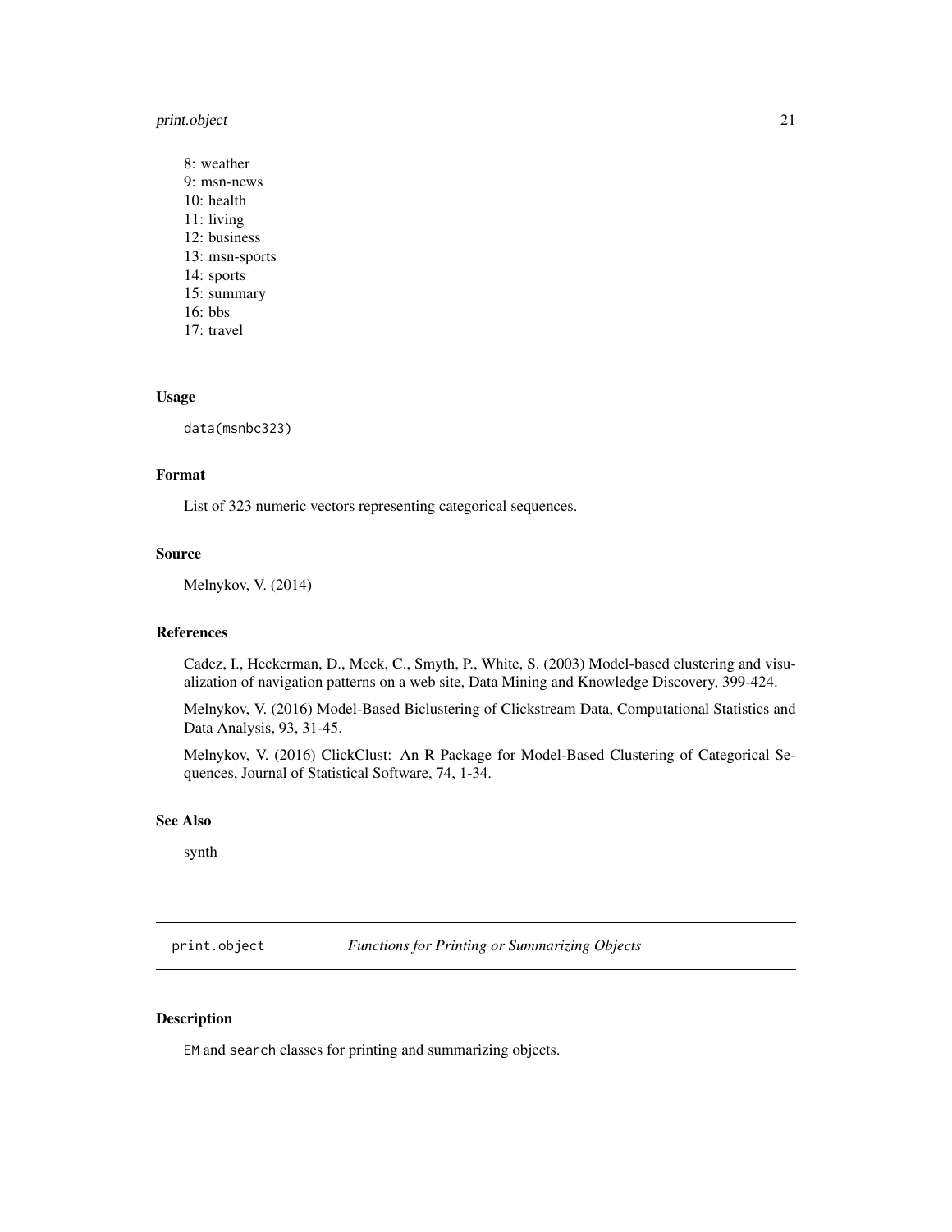8: weather
9: msn-news
10: health
11: living
12: business
13: msn-sports
14: sports
15: summary
16: bbs
17: travel

### Usage

```
data(msnbc323)
```

### Format

List of 323 numeric vectors representing categorical sequences.

### Source

Melnykov, V. (2014)

### References

Cadez, I., Heckerman, D., Meek, C., Smyth, P., White, S. (2003) Model-based clustering and visualization of navigation patterns on a web site, Data Mining and Knowledge Discovery, 399-424.

Melnykov, V. (2016) Model-Based Biclustering of Clickstream Data, Computational Statistics and Data Analysis, 93, 31-45.

Melnykov, V. (2016) ClickClust: An R Package for Model-Based Clustering of Categorical Sequences, Journal of Statistical Software, 74, 1-34.

### See Also

synth

---

## `print.object` *Functions for Printing or Summarizing Objects*

### Description

`EM` and `search` classes for printing and summarizing objects.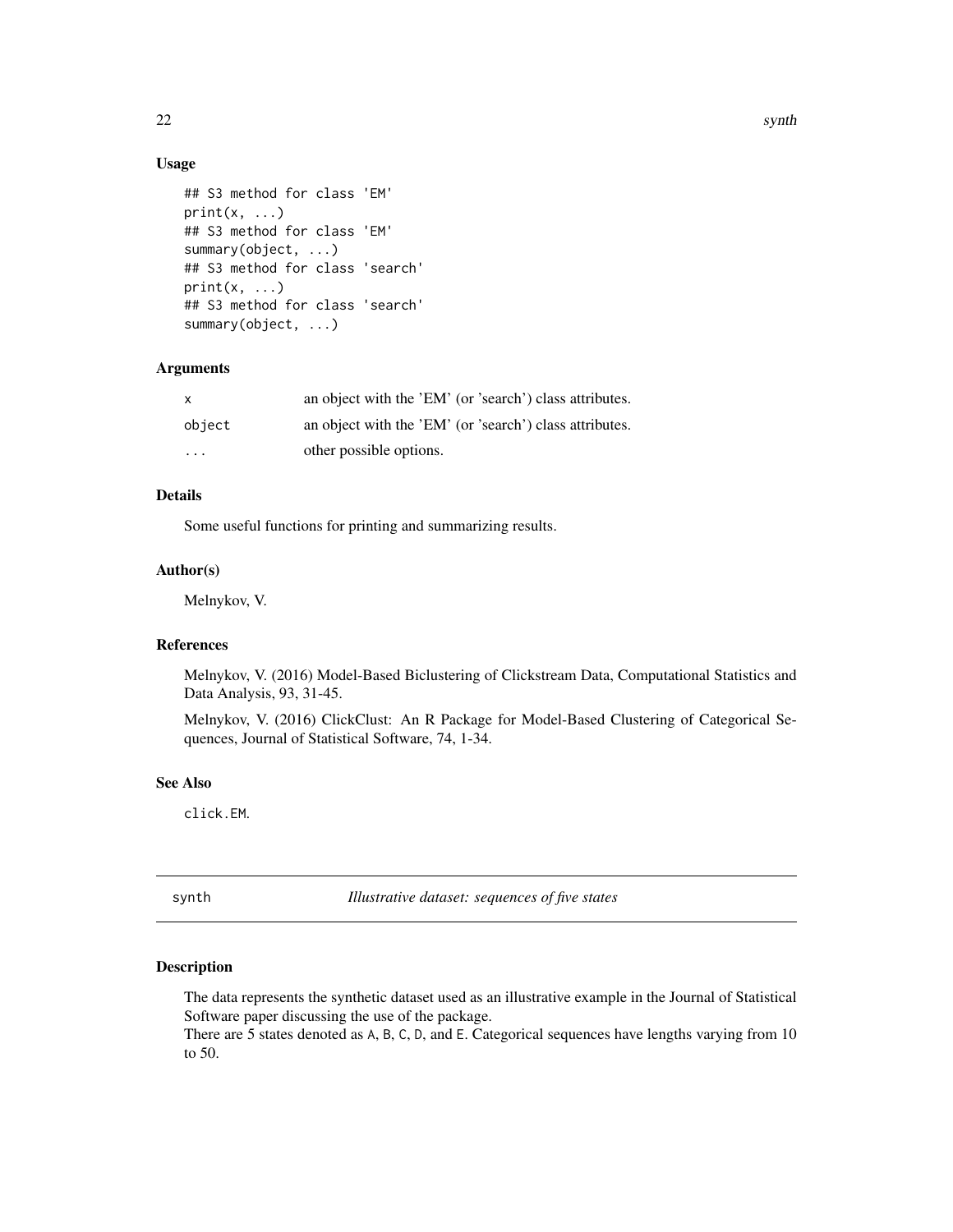### Usage

```
## S3 method for class 'EM'
print(x, ...)
## S3 method for class 'EM'
summary(object, ...)
## S3 method for class 'search'
print(x, ...)
## S3 method for class 'search'
summary(object, ...)
```

### Arguments

| | |
|---|---|
| `x` | an object with the 'EM' (or 'search') class attributes. |
| `object` | an object with the 'EM' (or 'search') class attributes. |
| `...` | other possible options. |

### Details

Some useful functions for printing and summarizing results.

### Author(s)

Melnykov, V.

### References

Melnykov, V. (2016) Model-Based Biclustering of Clickstream Data, Computational Statistics and Data Analysis, 93, 31-45.

Melnykov, V. (2016) ClickClust: An R Package for Model-Based Clustering of Categorical Sequences, Journal of Statistical Software, 74, 1-34.

### See Also

`click.EM`.

---

## synth — *Illustrative dataset: sequences of five states*

---

### Description

The data represents the synthetic dataset used as an illustrative example in the Journal of Statistical Software paper discussing the use of the package.
There are 5 states denoted as `A`, `B`, `C`, `D`, and `E`. Categorical sequences have lengths varying from 10 to 50.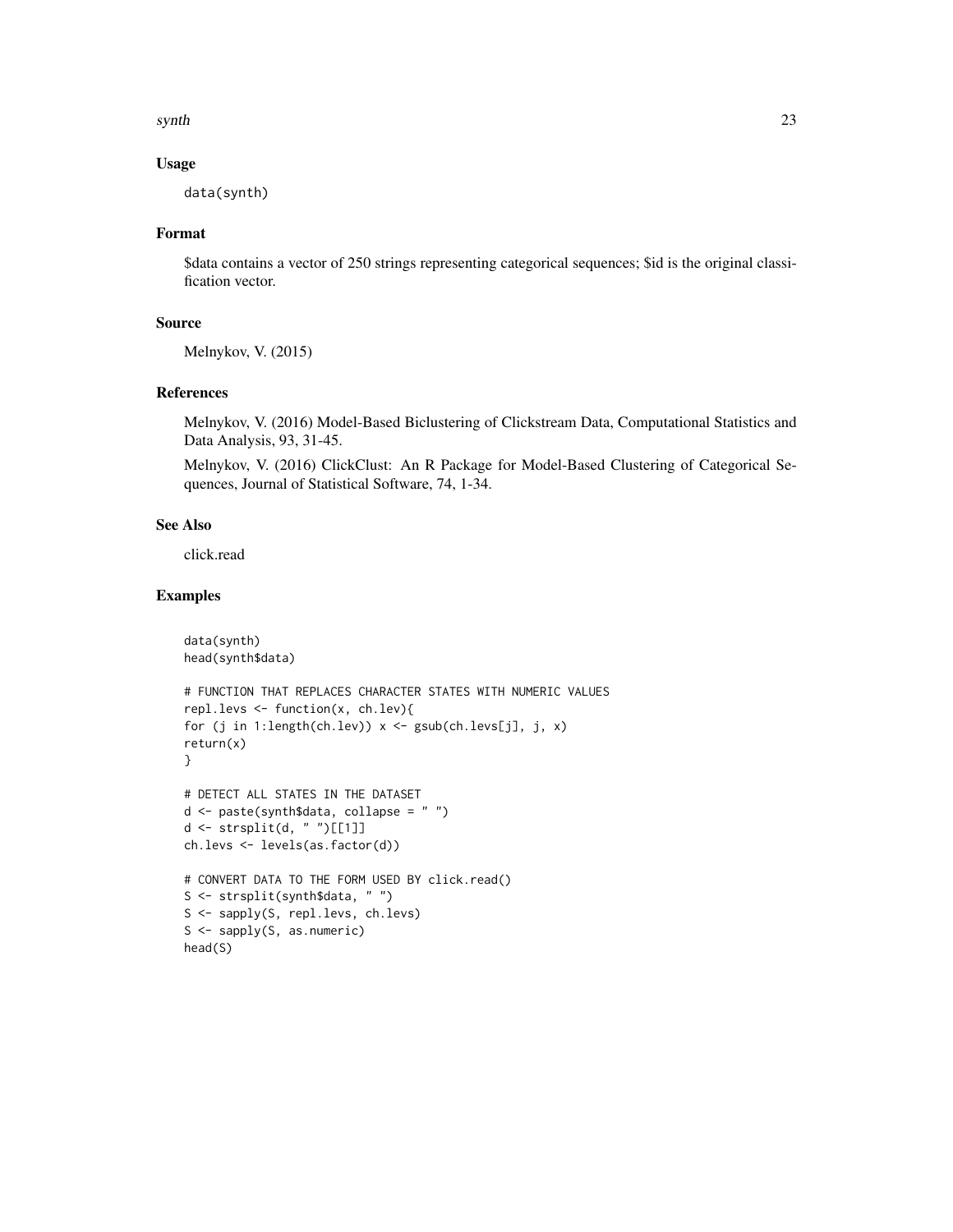### Usage

```
data(synth)
```

### Format

$data contains a vector of 250 strings representing categorical sequences; $id is the original classification vector.

### Source

Melnykov, V. (2015)

### References

Melnykov, V. (2016) Model-Based Biclustering of Clickstream Data, Computational Statistics and Data Analysis, 93, 31-45.

Melnykov, V. (2016) ClickClust: An R Package for Model-Based Clustering of Categorical Sequences, Journal of Statistical Software, 74, 1-34.

### See Also

click.read

### Examples

```
data(synth)
head(synth$data)

# FUNCTION THAT REPLACES CHARACTER STATES WITH NUMERIC VALUES
repl.levs <- function(x, ch.lev){
for (j in 1:length(ch.lev)) x <- gsub(ch.levs[j], j, x)
return(x)
}

# DETECT ALL STATES IN THE DATASET
d <- paste(synth$data, collapse = " ")
d <- strsplit(d, " ")[[1]]
ch.levs <- levels(as.factor(d))

# CONVERT DATA TO THE FORM USED BY click.read()
S <- strsplit(synth$data, " ")
S <- sapply(S, repl.levs, ch.levs)
S <- sapply(S, as.numeric)
head(S)
```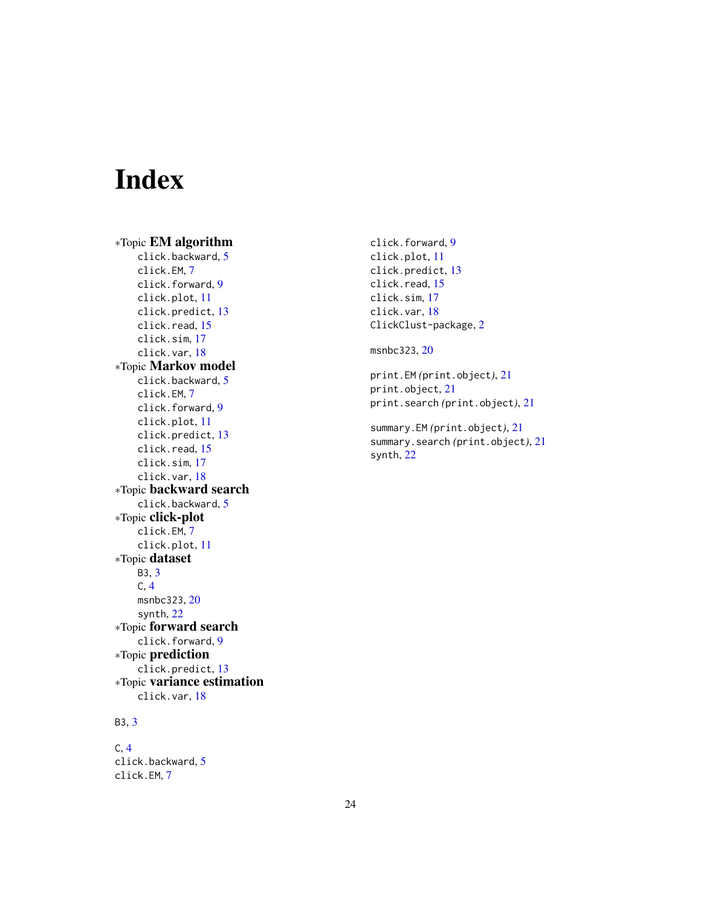# Index

*Topic **EM algorithm**
- click.backward, 5
- click.EM, 7
- click.forward, 9
- click.plot, 11
- click.predict, 13
- click.read, 15
- click.sim, 17
- click.var, 18

*Topic **Markov model**
- click.backward, 5
- click.EM, 7
- click.forward, 9
- click.plot, 11
- click.predict, 13
- click.read, 15
- click.sim, 17
- click.var, 18

*Topic **backward search**
- click.backward, 5

*Topic **click-plot**
- click.EM, 7
- click.plot, 11

*Topic **dataset**
- B3, 3
- C, 4
- msnbc323, 20
- synth, 22

*Topic **forward search**
- click.forward, 9

*Topic **prediction**
- click.predict, 13

*Topic **variance estimation**
- click.var, 18

B3, 3

C, 4
click.backward, 5
click.EM, 7
click.forward, 9
click.plot, 11
click.predict, 13
click.read, 15
click.sim, 17
click.var, 18
ClickClust-package, 2

msnbc323, 20

print.EM *(print.object)*, 21
print.object, 21
print.search *(print.object)*, 21

summary.EM *(print.object)*, 21
summary.search *(print.object)*, 21
synth, 22